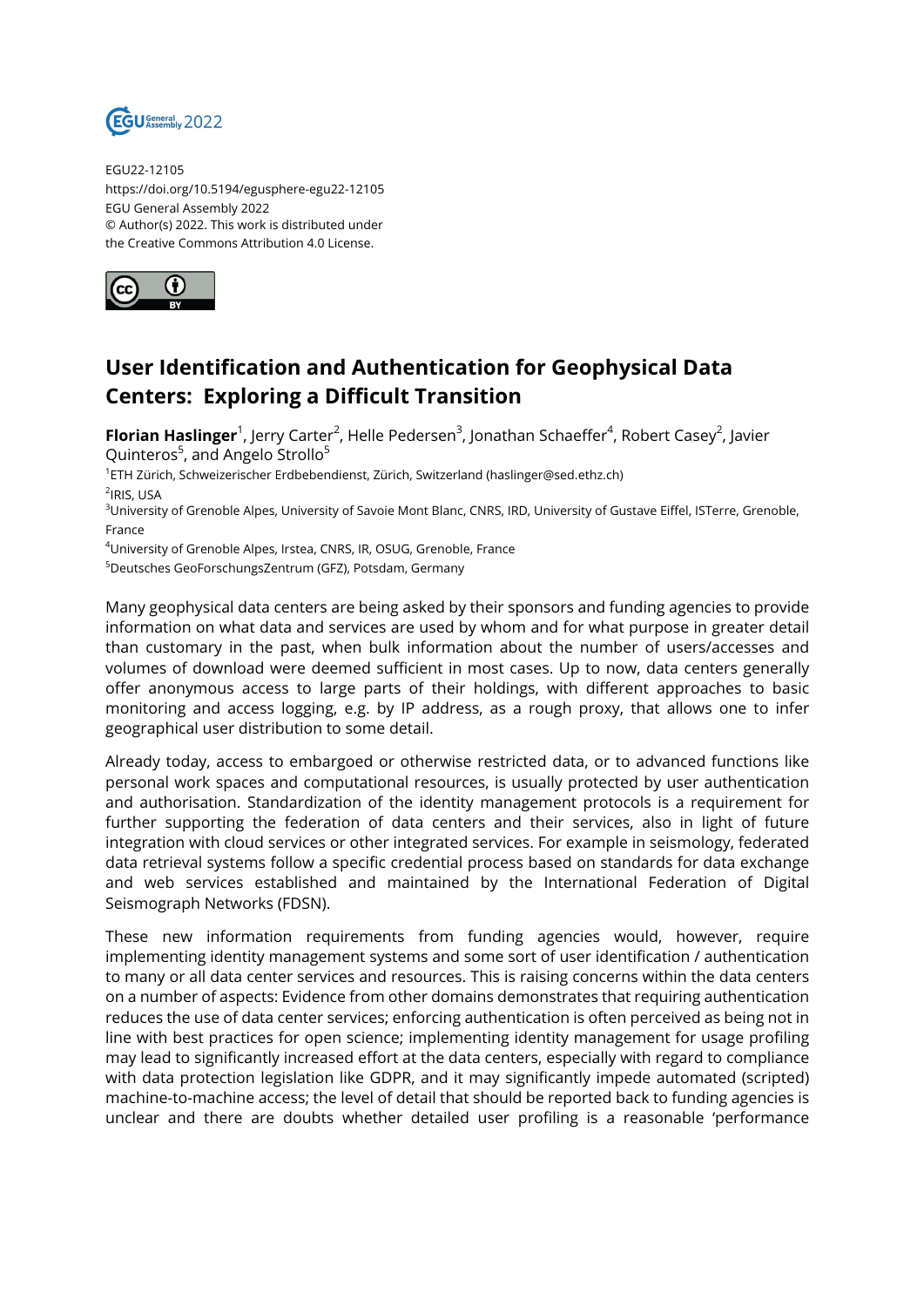EGU22-12105
https://doi.org/10.5194/egusphere-egu22-12105
EGU General Assembly 2022
© Author(s) 2022. This work is distributed under
the Creative Commons Attribution 4.0 License.

# User Identification and Authentication for Geophysical Data Centers: Exploring a Difficult Transition

**Florian Haslinger**[1], Jerry Carter[2], Helle Pedersen[3], Jonathan Schaeffer[4], Robert Casey[2], Javier Quinteros[5], and Angelo Strollo[5]

[1]ETH Zürich, Schweizerischer Erdbebendienst, Zürich, Switzerland (haslinger@sed.ethz.ch)
[2]IRIS, USA
[3]University of Grenoble Alpes, University of Savoie Mont Blanc, CNRS, IRD, University of Gustave Eiffel, ISTerre, Grenoble, France
[4]University of Grenoble Alpes, Irstea, CNRS, IR, OSUG, Grenoble, France
[5]Deutsches GeoForschungsZentrum (GFZ), Potsdam, Germany

Many geophysical data centers are being asked by their sponsors and funding agencies to provide information on what data and services are used by whom and for what purpose in greater detail than customary in the past, when bulk information about the number of users/accesses and volumes of download were deemed sufficient in most cases. Up to now, data centers generally offer anonymous access to large parts of their holdings, with different approaches to basic monitoring and access logging, e.g. by IP address, as a rough proxy, that allows one to infer geographical user distribution to some detail.

Already today, access to embargoed or otherwise restricted data, or to advanced functions like personal work spaces and computational resources, is usually protected by user authentication and authorisation. Standardization of the identity management protocols is a requirement for further supporting the federation of data centers and their services, also in light of future integration with cloud services or other integrated services. For example in seismology, federated data retrieval systems follow a specific credential process based on standards for data exchange and web services established and maintained by the International Federation of Digital Seismograph Networks (FDSN).

These new information requirements from funding agencies would, however, require implementing identity management systems and some sort of user identification / authentication to many or all data center services and resources. This is raising concerns within the data centers on a number of aspects: Evidence from other domains demonstrates that requiring authentication reduces the use of data center services; enforcing authentication is often perceived as being not in line with best practices for open science; implementing identity management for usage profiling may lead to significantly increased effort at the data centers, especially with regard to compliance with data protection legislation like GDPR, and it may significantly impede automated (scripted) machine-to-machine access; the level of detail that should be reported back to funding agencies is unclear and there are doubts whether detailed user profiling is a reasonable 'performance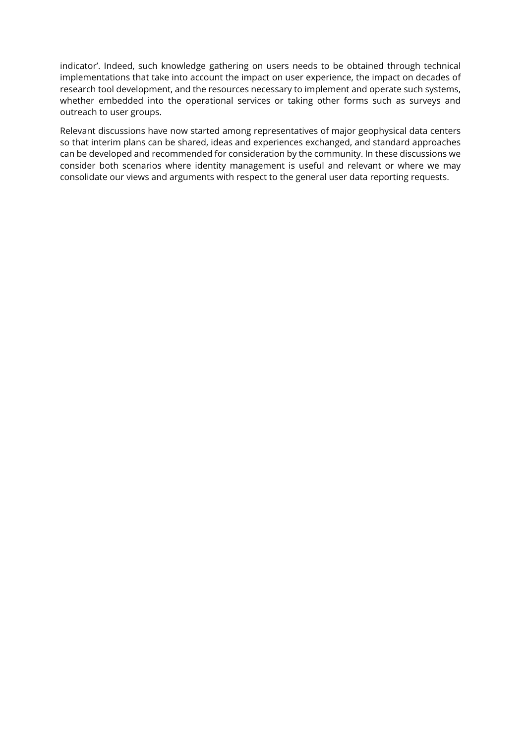indicator'. Indeed, such knowledge gathering on users needs to be obtained through technical implementations that take into account the impact on user experience, the impact on decades of research tool development, and the resources necessary to implement and operate such systems, whether embedded into the operational services or taking other forms such as surveys and outreach to user groups.

Relevant discussions have now started among representatives of major geophysical data centers so that interim plans can be shared, ideas and experiences exchanged, and standard approaches can be developed and recommended for consideration by the community. In these discussions we consider both scenarios where identity management is useful and relevant or where we may consolidate our views and arguments with respect to the general user data reporting requests.